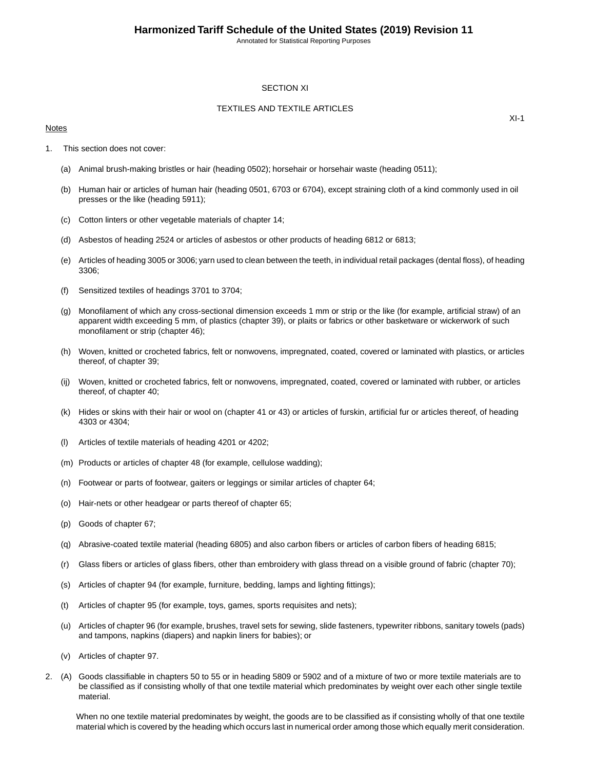# SECTION XI

## TEXTILES AND TEXTILE ARTICLES

Notes

1. This section does not cover:

   (a) Animal brush-making bristles or hair (heading 0502); horsehair or horsehair waste (heading 0511);

   (b) Human hair or articles of human hair (heading 0501, 6703 or 6704), except straining cloth of a kind commonly used in oil presses or the like (heading 5911);

   (c) Cotton linters or other vegetable materials of chapter 14;

   (d) Asbestos of heading 2524 or articles of asbestos or other products of heading 6812 or 6813;

   (e) Articles of heading 3005 or 3006; yarn used to clean between the teeth, in individual retail packages (dental floss), of heading 3306;

   (f) Sensitized textiles of headings 3701 to 3704;

   (g) Monofilament of which any cross-sectional dimension exceeds 1 mm or strip or the like (for example, artificial straw) of an apparent width exceeding 5 mm, of plastics (chapter 39), or plaits or fabrics or other basketware or wickerwork of such monofilament or strip (chapter 46);

   (h) Woven, knitted or crocheted fabrics, felt or nonwovens, impregnated, coated, covered or laminated with plastics, or articles thereof, of chapter 39;

   (ij) Woven, knitted or crocheted fabrics, felt or nonwovens, impregnated, coated, covered or laminated with rubber, or articles thereof, of chapter 40;

   (k) Hides or skins with their hair or wool on (chapter 41 or 43) or articles of furskin, artificial fur or articles thereof, of heading 4303 or 4304;

   (l) Articles of textile materials of heading 4201 or 4202;

   (m) Products or articles of chapter 48 (for example, cellulose wadding);

   (n) Footwear or parts of footwear, gaiters or leggings or similar articles of chapter 64;

   (o) Hair-nets or other headgear or parts thereof of chapter 65;

   (p) Goods of chapter 67;

   (q) Abrasive-coated textile material (heading 6805) and also carbon fibers or articles of carbon fibers of heading 6815;

   (r) Glass fibers or articles of glass fibers, other than embroidery with glass thread on a visible ground of fabric (chapter 70);

   (s) Articles of chapter 94 (for example, furniture, bedding, lamps and lighting fittings);

   (t) Articles of chapter 95 (for example, toys, games, sports requisites and nets);

   (u) Articles of chapter 96 (for example, brushes, travel sets for sewing, slide fasteners, typewriter ribbons, sanitary towels (pads) and tampons, napkins (diapers) and napkin liners for babies); or

   (v) Articles of chapter 97.

2. (A) Goods classifiable in chapters 50 to 55 or in heading 5809 or 5902 and of a mixture of two or more textile materials are to be classified as if consisting wholly of that one textile material which predominates by weight over each other single textile material.

   When no one textile material predominates by weight, the goods are to be classified as if consisting wholly of that one textile material which is covered by the heading which occurs last in numerical order among those which equally merit consideration.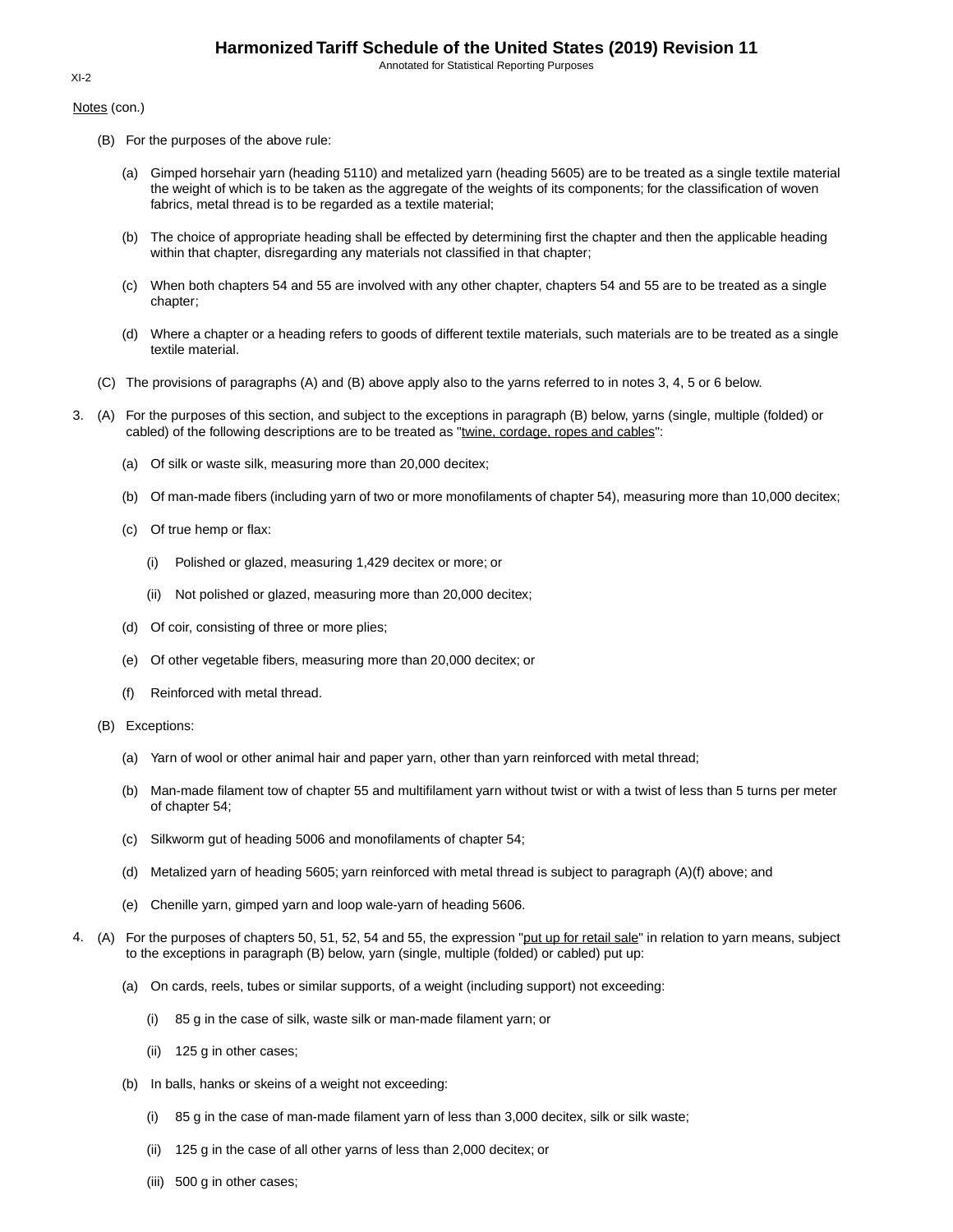Notes (con.)

(B) For the purposes of the above rule:

(a) Gimped horsehair yarn (heading 5110) and metalized yarn (heading 5605) are to be treated as a single textile material the weight of which is to be taken as the aggregate of the weights of its components; for the classification of woven fabrics, metal thread is to be regarded as a textile material;

(b) The choice of appropriate heading shall be effected by determining first the chapter and then the applicable heading within that chapter, disregarding any materials not classified in that chapter;

(c) When both chapters 54 and 55 are involved with any other chapter, chapters 54 and 55 are to be treated as a single chapter;

(d) Where a chapter or a heading refers to goods of different textile materials, such materials are to be treated as a single textile material.

(C) The provisions of paragraphs (A) and (B) above apply also to the yarns referred to in notes 3, 4, 5 or 6 below.

3. (A) For the purposes of this section, and subject to the exceptions in paragraph (B) below, yarns (single, multiple (folded) or cabled) of the following descriptions are to be treated as "twine, cordage, ropes and cables":

(a) Of silk or waste silk, measuring more than 20,000 decitex;

(b) Of man-made fibers (including yarn of two or more monofilaments of chapter 54), measuring more than 10,000 decitex;

(c) Of true hemp or flax:

(i) Polished or glazed, measuring 1,429 decitex or more; or

(ii) Not polished or glazed, measuring more than 20,000 decitex;

(d) Of coir, consisting of three or more plies;

(e) Of other vegetable fibers, measuring more than 20,000 decitex; or

(f) Reinforced with metal thread.

(B) Exceptions:

(a) Yarn of wool or other animal hair and paper yarn, other than yarn reinforced with metal thread;

(b) Man-made filament tow of chapter 55 and multifilament yarn without twist or with a twist of less than 5 turns per meter of chapter 54;

(c) Silkworm gut of heading 5006 and monofilaments of chapter 54;

(d) Metalized yarn of heading 5605; yarn reinforced with metal thread is subject to paragraph (A)(f) above; and

(e) Chenille yarn, gimped yarn and loop wale-yarn of heading 5606.

4. (A) For the purposes of chapters 50, 51, 52, 54 and 55, the expression "put up for retail sale" in relation to yarn means, subject to the exceptions in paragraph (B) below, yarn (single, multiple (folded) or cabled) put up:

(a) On cards, reels, tubes or similar supports, of a weight (including support) not exceeding:

(i) 85 g in the case of silk, waste silk or man-made filament yarn; or

(ii) 125 g in other cases;

(b) In balls, hanks or skeins of a weight not exceeding:

(i) 85 g in the case of man-made filament yarn of less than 3,000 decitex, silk or silk waste;

(ii) 125 g in the case of all other yarns of less than 2,000 decitex; or

(iii) 500 g in other cases;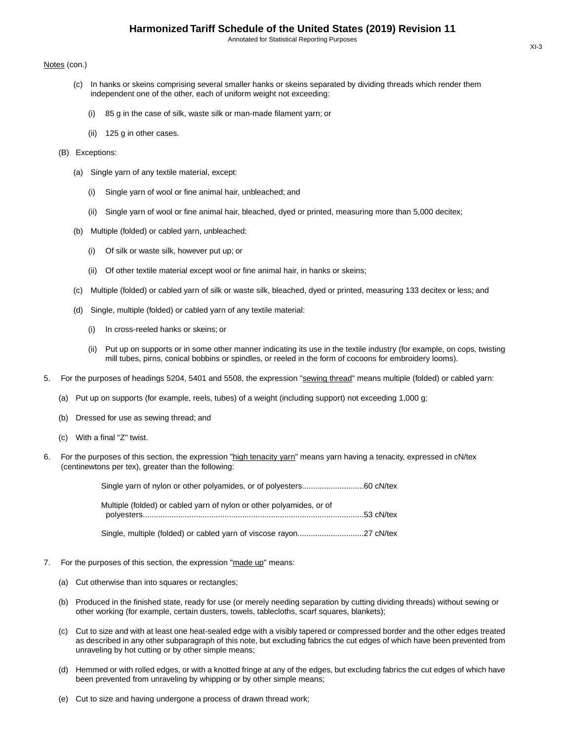Notes (con.)

(c) In hanks or skeins comprising several smaller hanks or skeins separated by dividing threads which render them independent one of the other, each of uniform weight not exceeding:

(i) 85 g in the case of silk, waste silk or man-made filament yarn; or

(ii) 125 g in other cases.

(B) Exceptions:

(a) Single yarn of any textile material, except:

(i) Single yarn of wool or fine animal hair, unbleached; and

(ii) Single yarn of wool or fine animal hair, bleached, dyed or printed, measuring more than 5,000 decitex;

(b) Multiple (folded) or cabled yarn, unbleached:

(i) Of silk or waste silk, however put up; or

(ii) Of other textile material except wool or fine animal hair, in hanks or skeins;

(c) Multiple (folded) or cabled yarn of silk or waste silk, bleached, dyed or printed, measuring 133 decitex or less; and

(d) Single, multiple (folded) or cabled yarn of any textile material:

(i) In cross-reeled hanks or skeins; or

(ii) Put up on supports or in some other manner indicating its use in the textile industry (for example, on cops, twisting mill tubes, pirns, conical bobbins or spindles, or reeled in the form of cocoons for embroidery looms).

5. For the purposes of headings 5204, 5401 and 5508, the expression "sewing thread" means multiple (folded) or cabled yarn:

(a) Put up on supports (for example, reels, tubes) of a weight (including support) not exceeding 1,000 g;

(b) Dressed for use as sewing thread; and

(c) With a final "Z" twist.

6. For the purposes of this section, the expression "high tenacity yarn" means yarn having a tenacity, expressed in cN/tex (centinewtons per tex), greater than the following:

Single yarn of nylon or other polyamides, or of polyesters...........................60 cN/tex

Multiple (folded) or cabled yarn of nylon or other polyamides, or of polyesters...................................................................................................53 cN/tex

Single, multiple (folded) or cabled yarn of viscose rayon.............................27 cN/tex

7. For the purposes of this section, the expression "made up" means:

(a) Cut otherwise than into squares or rectangles;

(b) Produced in the finished state, ready for use (or merely needing separation by cutting dividing threads) without sewing or other working (for example, certain dusters, towels, tablecloths, scarf squares, blankets);

(c) Cut to size and with at least one heat-sealed edge with a visibly tapered or compressed border and the other edges treated as described in any other subparagraph of this note, but excluding fabrics the cut edges of which have been prevented from unraveling by hot cutting or by other simple means;

(d) Hemmed or with rolled edges, or with a knotted fringe at any of the edges, but excluding fabrics the cut edges of which have been prevented from unraveling by whipping or by other simple means;

(e) Cut to size and having undergone a process of drawn thread work;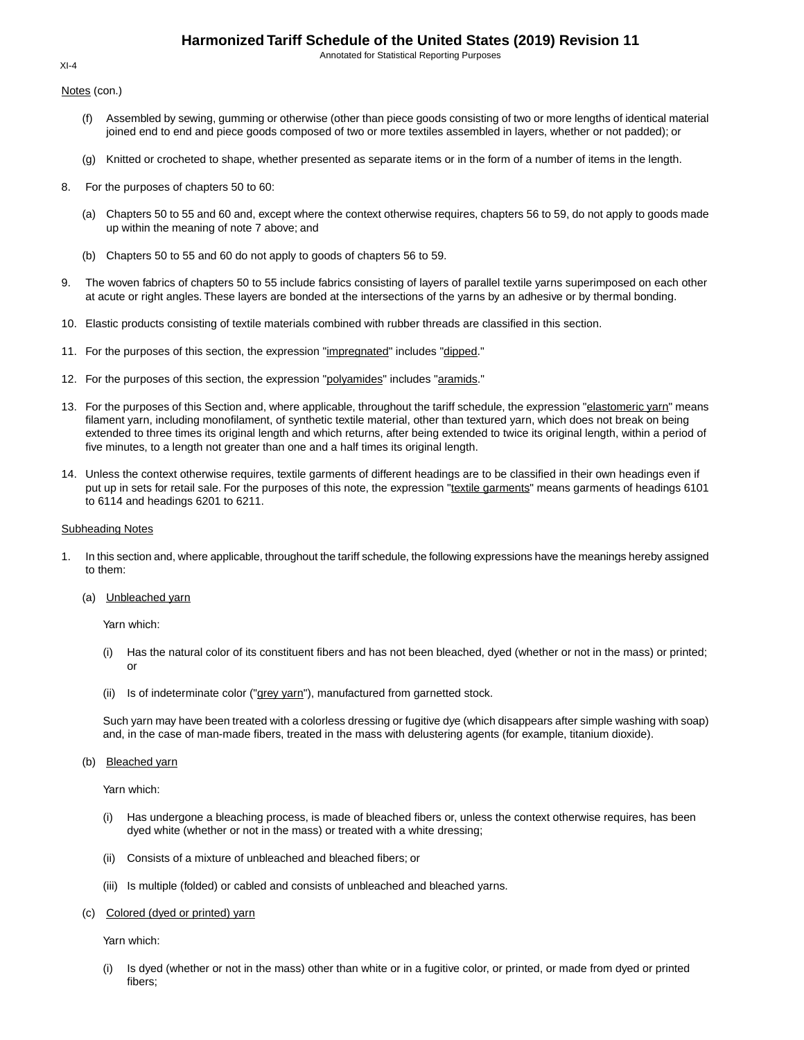Notes (con.)

(f) Assembled by sewing, gumming or otherwise (other than piece goods consisting of two or more lengths of identical material joined end to end and piece goods composed of two or more textiles assembled in layers, whether or not padded); or

(g) Knitted or crocheted to shape, whether presented as separate items or in the form of a number of items in the length.

8. For the purposes of chapters 50 to 60:

(a) Chapters 50 to 55 and 60 and, except where the context otherwise requires, chapters 56 to 59, do not apply to goods made up within the meaning of note 7 above; and

(b) Chapters 50 to 55 and 60 do not apply to goods of chapters 56 to 59.

9. The woven fabrics of chapters 50 to 55 include fabrics consisting of layers of parallel textile yarns superimposed on each other at acute or right angles. These layers are bonded at the intersections of the yarns by an adhesive or by thermal bonding.

10. Elastic products consisting of textile materials combined with rubber threads are classified in this section.

11. For the purposes of this section, the expression "impregnated" includes "dipped."

12. For the purposes of this section, the expression "polyamides" includes "aramids."

13. For the purposes of this Section and, where applicable, throughout the tariff schedule, the expression "elastomeric yarn" means filament yarn, including monofilament, of synthetic textile material, other than textured yarn, which does not break on being extended to three times its original length and which returns, after being extended to twice its original length, within a period of five minutes, to a length not greater than one and a half times its original length.

14. Unless the context otherwise requires, textile garments of different headings are to be classified in their own headings even if put up in sets for retail sale. For the purposes of this note, the expression "textile garments" means garments of headings 6101 to 6114 and headings 6201 to 6211.

Subheading Notes

1. In this section and, where applicable, throughout the tariff schedule, the following expressions have the meanings hereby assigned to them:

(a) Unbleached yarn

Yarn which:

(i) Has the natural color of its constituent fibers and has not been bleached, dyed (whether or not in the mass) or printed; or

(ii) Is of indeterminate color ("grey yarn"), manufactured from garnetted stock.

Such yarn may have been treated with a colorless dressing or fugitive dye (which disappears after simple washing with soap) and, in the case of man-made fibers, treated in the mass with delustering agents (for example, titanium dioxide).

(b) Bleached yarn

Yarn which:

(i) Has undergone a bleaching process, is made of bleached fibers or, unless the context otherwise requires, has been dyed white (whether or not in the mass) or treated with a white dressing;

(ii) Consists of a mixture of unbleached and bleached fibers; or

(iii) Is multiple (folded) or cabled and consists of unbleached and bleached yarns.

(c) Colored (dyed or printed) yarn

Yarn which:

(i) Is dyed (whether or not in the mass) other than white or in a fugitive color, or printed, or made from dyed or printed fibers;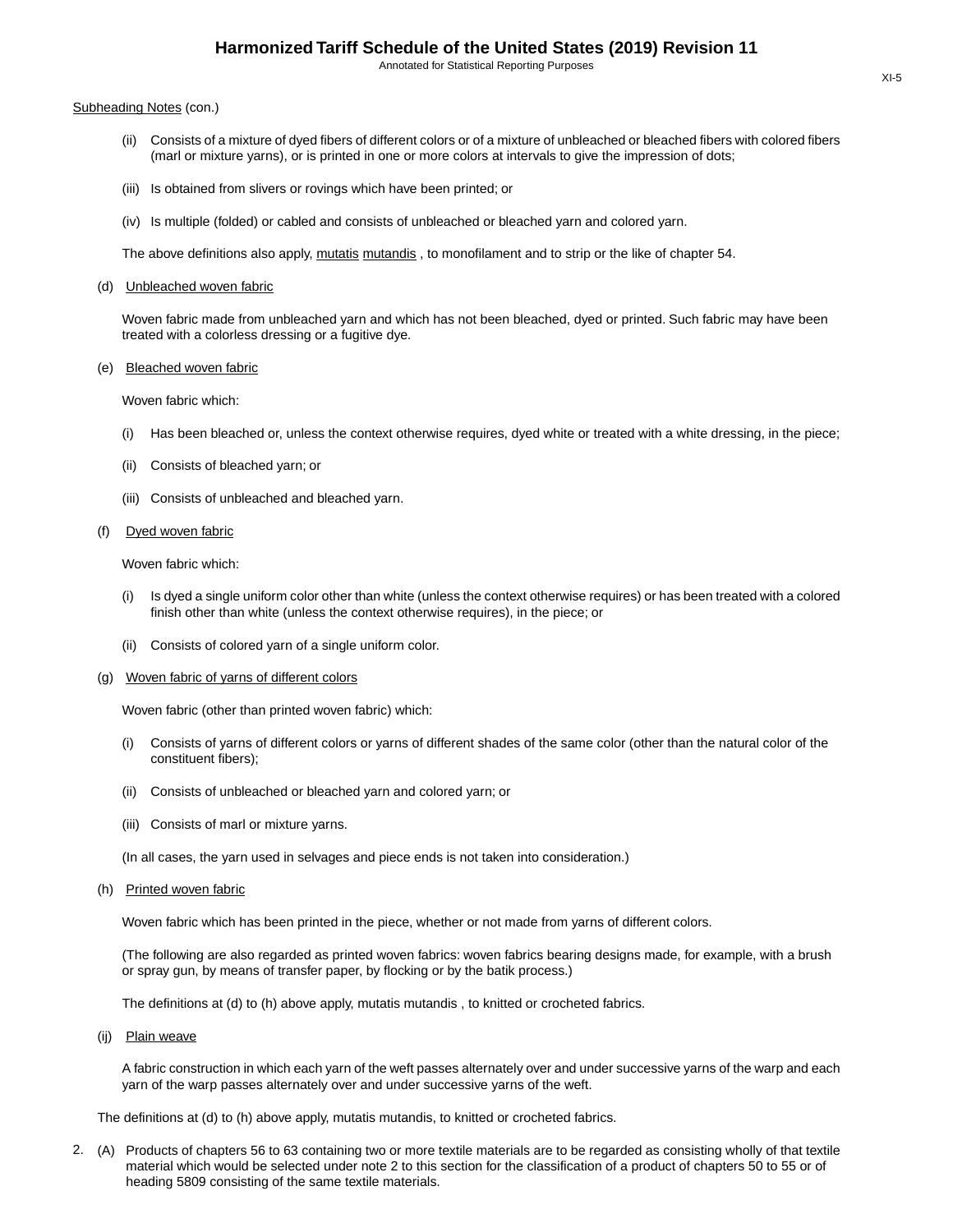Subheading Notes (con.)

(ii) Consists of a mixture of dyed fibers of different colors or of a mixture of unbleached or bleached fibers with colored fibers (marl or mixture yarns), or is printed in one or more colors at intervals to give the impression of dots;

(iii) Is obtained from slivers or rovings which have been printed; or

(iv) Is multiple (folded) or cabled and consists of unbleached or bleached yarn and colored yarn.

The above definitions also apply, mutatis mutandis , to monofilament and to strip or the like of chapter 54.

(d) Unbleached woven fabric

Woven fabric made from unbleached yarn and which has not been bleached, dyed or printed. Such fabric may have been treated with a colorless dressing or a fugitive dye.

(e) Bleached woven fabric

Woven fabric which:

(i) Has been bleached or, unless the context otherwise requires, dyed white or treated with a white dressing, in the piece;

(ii) Consists of bleached yarn; or

(iii) Consists of unbleached and bleached yarn.

(f) Dyed woven fabric

Woven fabric which:

(i) Is dyed a single uniform color other than white (unless the context otherwise requires) or has been treated with a colored finish other than white (unless the context otherwise requires), in the piece; or

(ii) Consists of colored yarn of a single uniform color.

(g) Woven fabric of yarns of different colors

Woven fabric (other than printed woven fabric) which:

(i) Consists of yarns of different colors or yarns of different shades of the same color (other than the natural color of the constituent fibers);

(ii) Consists of unbleached or bleached yarn and colored yarn; or

(iii) Consists of marl or mixture yarns.

(In all cases, the yarn used in selvages and piece ends is not taken into consideration.)

(h) Printed woven fabric

Woven fabric which has been printed in the piece, whether or not made from yarns of different colors.

(The following are also regarded as printed woven fabrics: woven fabrics bearing designs made, for example, with a brush or spray gun, by means of transfer paper, by flocking or by the batik process.)

The definitions at (d) to (h) above apply, mutatis mutandis , to knitted or crocheted fabrics.

(ij) Plain weave

A fabric construction in which each yarn of the weft passes alternately over and under successive yarns of the warp and each yarn of the warp passes alternately over and under successive yarns of the weft.

The definitions at (d) to (h) above apply, mutatis mutandis, to knitted or crocheted fabrics.

2. (A) Products of chapters 56 to 63 containing two or more textile materials are to be regarded as consisting wholly of that textile material which would be selected under note 2 to this section for the classification of a product of chapters 50 to 55 or of heading 5809 consisting of the same textile materials.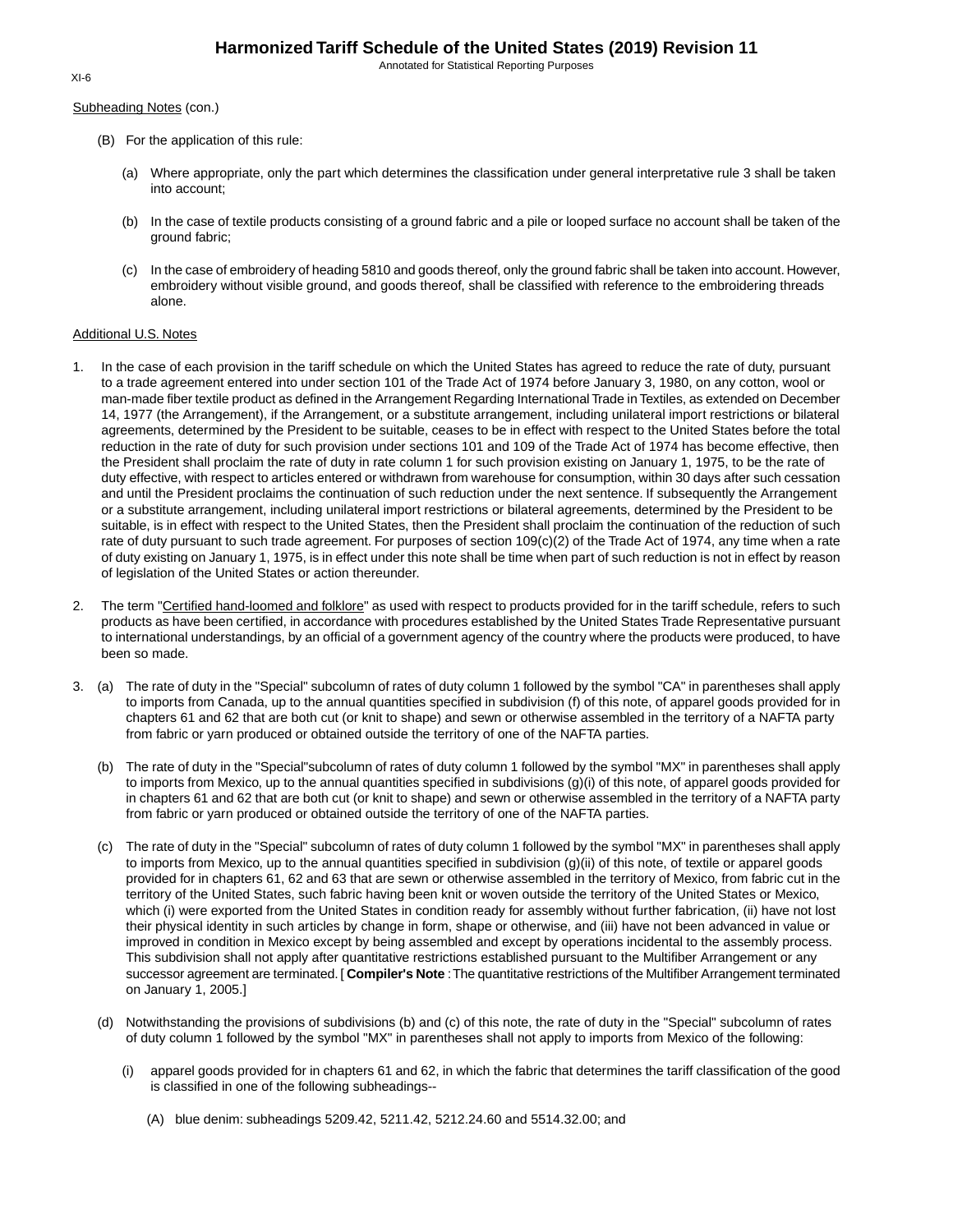Subheading Notes (con.)

(B) For the application of this rule:

(a) Where appropriate, only the part which determines the classification under general interpretative rule 3 shall be taken into account;

(b) In the case of textile products consisting of a ground fabric and a pile or looped surface no account shall be taken of the ground fabric;

(c) In the case of embroidery of heading 5810 and goods thereof, only the ground fabric shall be taken into account. However, embroidery without visible ground, and goods thereof, shall be classified with reference to the embroidering threads alone.

Additional U.S. Notes

1. In the case of each provision in the tariff schedule on which the United States has agreed to reduce the rate of duty, pursuant to a trade agreement entered into under section 101 of the Trade Act of 1974 before January 3, 1980, on any cotton, wool or man-made fiber textile product as defined in the Arrangement Regarding International Trade in Textiles, as extended on December 14, 1977 (the Arrangement), if the Arrangement, or a substitute arrangement, including unilateral import restrictions or bilateral agreements, determined by the President to be suitable, ceases to be in effect with respect to the United States before the total reduction in the rate of duty for such provision under sections 101 and 109 of the Trade Act of 1974 has become effective, then the President shall proclaim the rate of duty in rate column 1 for such provision existing on January 1, 1975, to be the rate of duty effective, with respect to articles entered or withdrawn from warehouse for consumption, within 30 days after such cessation and until the President proclaims the continuation of such reduction under the next sentence. If subsequently the Arrangement or a substitute arrangement, including unilateral import restrictions or bilateral agreements, determined by the President to be suitable, is in effect with respect to the United States, then the President shall proclaim the continuation of the reduction of such rate of duty pursuant to such trade agreement. For purposes of section 109(c)(2) of the Trade Act of 1974, any time when a rate of duty existing on January 1, 1975, is in effect under this note shall be time when part of such reduction is not in effect by reason of legislation of the United States or action thereunder.

2. The term "Certified hand-loomed and folklore" as used with respect to products provided for in the tariff schedule, refers to such products as have been certified, in accordance with procedures established by the United States Trade Representative pursuant to international understandings, by an official of a government agency of the country where the products were produced, to have been so made.

3. (a) The rate of duty in the "Special" subcolumn of rates of duty column 1 followed by the symbol "CA" in parentheses shall apply to imports from Canada, up to the annual quantities specified in subdivision (f) of this note, of apparel goods provided for in chapters 61 and 62 that are both cut (or knit to shape) and sewn or otherwise assembled in the territory of a NAFTA party from fabric or yarn produced or obtained outside the territory of one of the NAFTA parties.

   (b) The rate of duty in the "Special"subcolumn of rates of duty column 1 followed by the symbol "MX" in parentheses shall apply to imports from Mexico, up to the annual quantities specified in subdivisions (g)(i) of this note, of apparel goods provided for in chapters 61 and 62 that are both cut (or knit to shape) and sewn or otherwise assembled in the territory of a NAFTA party from fabric or yarn produced or obtained outside the territory of one of the NAFTA parties.

   (c) The rate of duty in the "Special" subcolumn of rates of duty column 1 followed by the symbol "MX" in parentheses shall apply to imports from Mexico, up to the annual quantities specified in subdivision (g)(ii) of this note, of textile or apparel goods provided for in chapters 61, 62 and 63 that are sewn or otherwise assembled in the territory of Mexico, from fabric cut in the territory of the United States, such fabric having been knit or woven outside the territory of the United States or Mexico, which (i) were exported from the United States in condition ready for assembly without further fabrication, (ii) have not lost their physical identity in such articles by change in form, shape or otherwise, and (iii) have not been advanced in value or improved in condition in Mexico except by being assembled and except by operations incidental to the assembly process. This subdivision shall not apply after quantitative restrictions established pursuant to the Multifiber Arrangement or any successor agreement are terminated. [ **Compiler's Note** : The quantitative restrictions of the Multifiber Arrangement terminated on January 1, 2005.]

   (d) Notwithstanding the provisions of subdivisions (b) and (c) of this note, the rate of duty in the "Special" subcolumn of rates of duty column 1 followed by the symbol "MX" in parentheses shall not apply to imports from Mexico of the following:

      (i) apparel goods provided for in chapters 61 and 62, in which the fabric that determines the tariff classification of the good is classified in one of the following subheadings--

         (A) blue denim: subheadings 5209.42, 5211.42, 5212.24.60 and 5514.32.00; and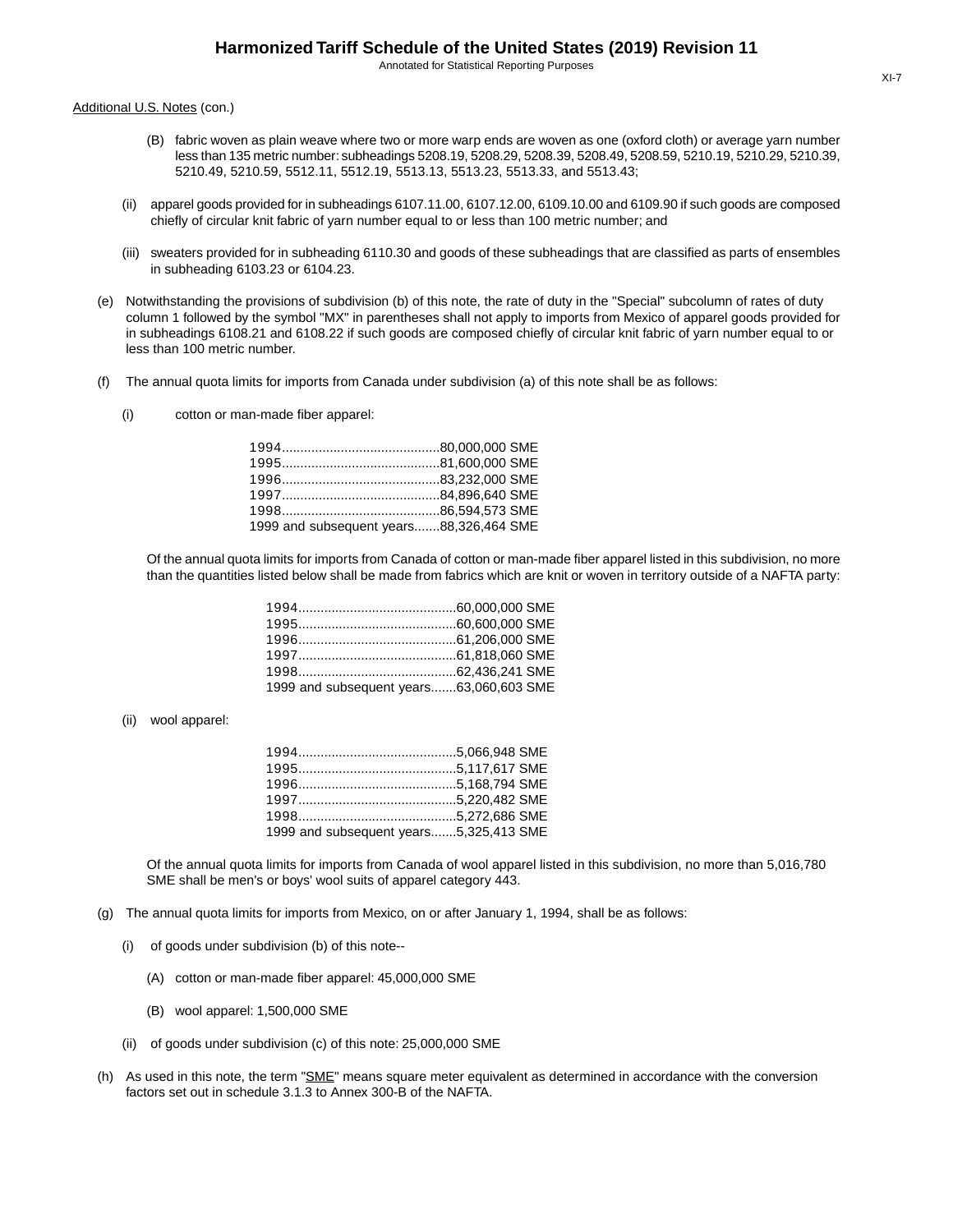Additional U.S. Notes (con.)

(B) fabric woven as plain weave where two or more warp ends are woven as one (oxford cloth) or average yarn number less than 135 metric number: subheadings 5208.19, 5208.29, 5208.39, 5208.49, 5208.59, 5210.19, 5210.29, 5210.39, 5210.49, 5210.59, 5512.11, 5512.19, 5513.13, 5513.23, 5513.33, and 5513.43;

(ii) apparel goods provided for in subheadings 6107.11.00, 6107.12.00, 6109.10.00 and 6109.90 if such goods are composed chiefly of circular knit fabric of yarn number equal to or less than 100 metric number; and

(iii) sweaters provided for in subheading 6110.30 and goods of these subheadings that are classified as parts of ensembles in subheading 6103.23 or 6104.23.

(e) Notwithstanding the provisions of subdivision (b) of this note, the rate of duty in the "Special" subcolumn of rates of duty column 1 followed by the symbol "MX" in parentheses shall not apply to imports from Mexico of apparel goods provided for in subheadings 6108.21 and 6108.22 if such goods are composed chiefly of circular knit fabric of yarn number equal to or less than 100 metric number.

(f) The annual quota limits for imports from Canada under subdivision (a) of this note shall be as follows:

(i) cotton or man-made fiber apparel:

1994..........................................80,000,000 SME
1995..........................................81,600,000 SME
1996..........................................83,232,000 SME
1997..........................................84,896,640 SME
1998..........................................86,594,573 SME
1999 and subsequent years.......88,326,464 SME

Of the annual quota limits for imports from Canada of cotton or man-made fiber apparel listed in this subdivision, no more than the quantities listed below shall be made from fabrics which are knit or woven in territory outside of a NAFTA party:

1994..........................................60,000,000 SME
1995..........................................60,600,000 SME
1996..........................................61,206,000 SME
1997..........................................61,818,060 SME
1998..........................................62,436,241 SME
1999 and subsequent years.......63,060,603 SME

(ii) wool apparel:

1994..........................................5,066,948 SME
1995..........................................5,117,617 SME
1996..........................................5,168,794 SME
1997..........................................5,220,482 SME
1998..........................................5,272,686 SME
1999 and subsequent years.......5,325,413 SME

Of the annual quota limits for imports from Canada of wool apparel listed in this subdivision, no more than 5,016,780 SME shall be men's or boys' wool suits of apparel category 443.

(g) The annual quota limits for imports from Mexico, on or after January 1, 1994, shall be as follows:

(i) of goods under subdivision (b) of this note--

(A) cotton or man-made fiber apparel: 45,000,000 SME

(B) wool apparel: 1,500,000 SME

(ii) of goods under subdivision (c) of this note: 25,000,000 SME

(h) As used in this note, the term "SME" means square meter equivalent as determined in accordance with the conversion factors set out in schedule 3.1.3 to Annex 300-B of the NAFTA.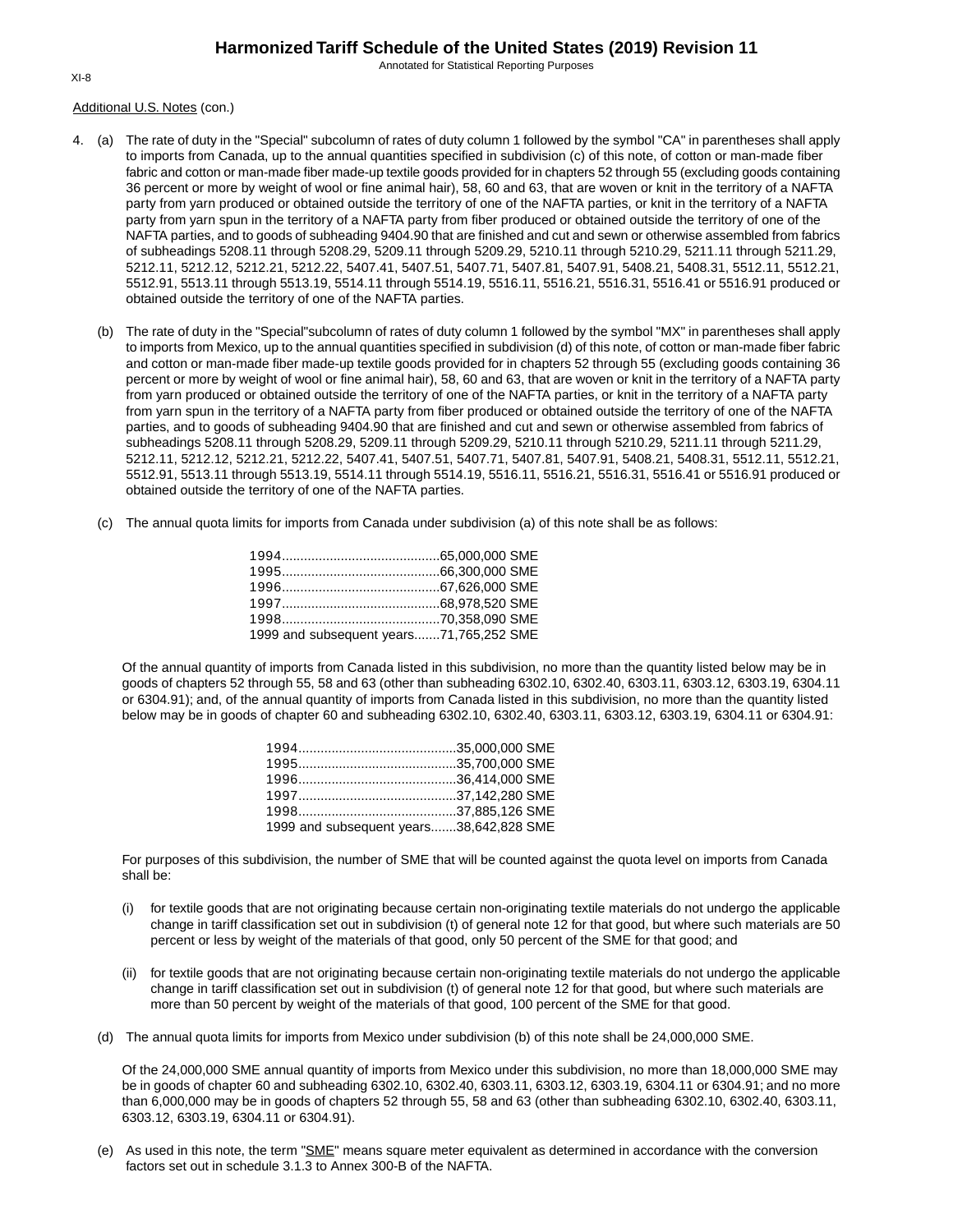Additional U.S. Notes (con.)

4. (a) The rate of duty in the "Special" subcolumn of rates of duty column 1 followed by the symbol "CA" in parentheses shall apply to imports from Canada, up to the annual quantities specified in subdivision (c) of this note, of cotton or man-made fiber fabric and cotton or man-made fiber made-up textile goods provided for in chapters 52 through 55 (excluding goods containing 36 percent or more by weight of wool or fine animal hair), 58, 60 and 63, that are woven or knit in the territory of a NAFTA party from yarn produced or obtained outside the territory of one of the NAFTA parties, or knit in the territory of a NAFTA party from yarn spun in the territory of a NAFTA party from fiber produced or obtained outside the territory of one of the NAFTA parties, and to goods of subheading 9404.90 that are finished and cut and sewn or otherwise assembled from fabrics of subheadings 5208.11 through 5208.29, 5209.11 through 5209.29, 5210.11 through 5210.29, 5211.11 through 5211.29, 5212.11, 5212.12, 5212.21, 5212.22, 5407.41, 5407.51, 5407.71, 5407.81, 5407.91, 5408.21, 5408.31, 5512.11, 5512.21, 5512.91, 5513.11 through 5513.19, 5514.11 through 5514.19, 5516.11, 5516.21, 5516.31, 5516.41 or 5516.91 produced or obtained outside the territory of one of the NAFTA parties.

   (b) The rate of duty in the "Special"subcolumn of rates of duty column 1 followed by the symbol "MX" in parentheses shall apply to imports from Mexico, up to the annual quantities specified in subdivision (d) of this note, of cotton or man-made fiber fabric and cotton or man-made fiber made-up textile goods provided for in chapters 52 through 55 (excluding goods containing 36 percent or more by weight of wool or fine animal hair), 58, 60 and 63, that are woven or knit in the territory of a NAFTA party from yarn produced or obtained outside the territory of one of the NAFTA parties, or knit in the territory of a NAFTA party from yarn spun in the territory of a NAFTA party from fiber produced or obtained outside the territory of one of the NAFTA parties, and to goods of subheading 9404.90 that are finished and cut and sewn or otherwise assembled from fabrics of subheadings 5208.11 through 5208.29, 5209.11 through 5209.29, 5210.11 through 5210.29, 5211.11 through 5211.29, 5212.11, 5212.12, 5212.21, 5212.22, 5407.41, 5407.51, 5407.71, 5407.81, 5407.91, 5408.21, 5408.31, 5512.11, 5512.21, 5512.91, 5513.11 through 5513.19, 5514.11 through 5514.19, 5516.11, 5516.21, 5516.31, 5516.41 or 5516.91 produced or obtained outside the territory of one of the NAFTA parties.

   (c) The annual quota limits for imports from Canada under subdivision (a) of this note shall be as follows:

   1994...........................................65,000,000 SME
   1995...........................................66,300,000 SME
   1996...........................................67,626,000 SME
   1997...........................................68,978,520 SME
   1998...........................................70,358,090 SME
   1999 and subsequent years.......71,765,252 SME

   Of the annual quantity of imports from Canada listed in this subdivision, no more than the quantity listed below may be in goods of chapters 52 through 55, 58 and 63 (other than subheading 6302.10, 6302.40, 6303.11, 6303.12, 6303.19, 6304.11 or 6304.91); and, of the annual quantity of imports from Canada listed in this subdivision, no more than the quantity listed below may be in goods of chapter 60 and subheading 6302.10, 6302.40, 6303.11, 6303.12, 6303.19, 6304.11 or 6304.91:

   1994...........................................35,000,000 SME
   1995...........................................35,700,000 SME
   1996...........................................36,414,000 SME
   1997...........................................37,142,280 SME
   1998...........................................37,885,126 SME
   1999 and subsequent years.......38,642,828 SME

   For purposes of this subdivision, the number of SME that will be counted against the quota level on imports from Canada shall be:

   (i) for textile goods that are not originating because certain non-originating textile materials do not undergo the applicable change in tariff classification set out in subdivision (t) of general note 12 for that good, but where such materials are 50 percent or less by weight of the materials of that good, only 50 percent of the SME for that good; and

   (ii) for textile goods that are not originating because certain non-originating textile materials do not undergo the applicable change in tariff classification set out in subdivision (t) of general note 12 for that good, but where such materials are more than 50 percent by weight of the materials of that good, 100 percent of the SME for that good.

   (d) The annual quota limits for imports from Mexico under subdivision (b) of this note shall be 24,000,000 SME.

   Of the 24,000,000 SME annual quantity of imports from Mexico under this subdivision, no more than 18,000,000 SME may be in goods of chapter 60 and subheading 6302.10, 6302.40, 6303.11, 6303.12, 6303.19, 6304.11 or 6304.91; and no more than 6,000,000 may be in goods of chapters 52 through 55, 58 and 63 (other than subheading 6302.10, 6302.40, 6303.11, 6303.12, 6303.19, 6304.11 or 6304.91).

   (e) As used in this note, the term "SME" means square meter equivalent as determined in accordance with the conversion factors set out in schedule 3.1.3 to Annex 300-B of the NAFTA.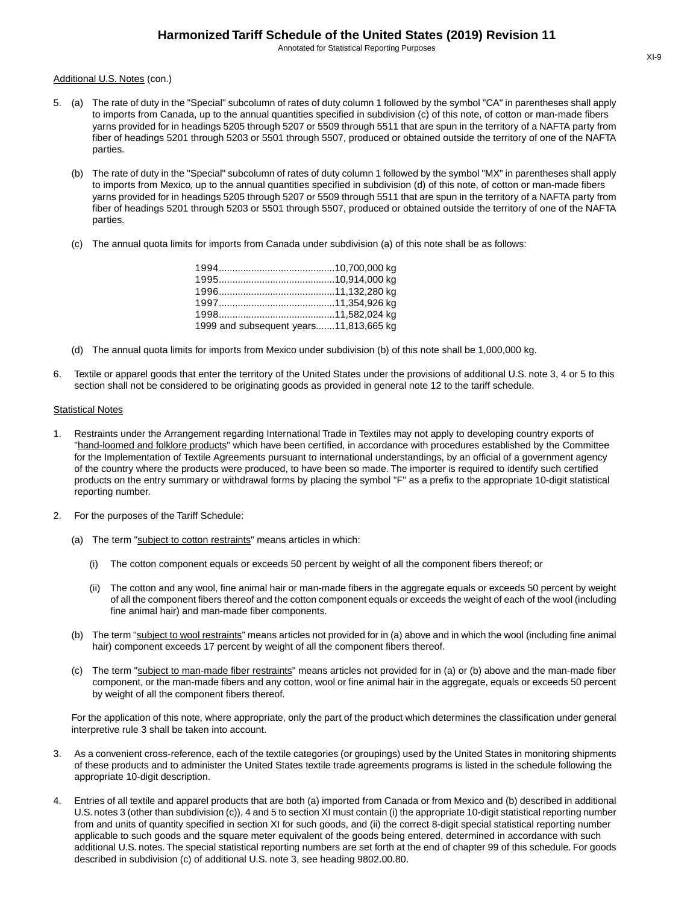Additional U.S. Notes (con.)

5. (a) The rate of duty in the "Special" subcolumn of rates of duty column 1 followed by the symbol "CA" in parentheses shall apply to imports from Canada, up to the annual quantities specified in subdivision (c) of this note, of cotton or man-made fibers yarns provided for in headings 5205 through 5207 or 5509 through 5511 that are spun in the territory of a NAFTA party from fiber of headings 5201 through 5203 or 5501 through 5507, produced or obtained outside the territory of one of the NAFTA parties.

   (b) The rate of duty in the "Special" subcolumn of rates of duty column 1 followed by the symbol "MX" in parentheses shall apply to imports from Mexico, up to the annual quantities specified in subdivision (d) of this note, of cotton or man-made fibers yarns provided for in headings 5205 through 5207 or 5509 through 5511 that are spun in the territory of a NAFTA party from fiber of headings 5201 through 5203 or 5501 through 5507, produced or obtained outside the territory of one of the NAFTA parties.

   (c) The annual quota limits for imports from Canada under subdivision (a) of this note shall be as follows:

   1994...........................................10,700,000 kg
   1995...........................................10,914,000 kg
   1996...........................................11,132,280 kg
   1997...........................................11,354,926 kg
   1998...........................................11,582,024 kg
   1999 and subsequent years.......11,813,665 kg

   (d) The annual quota limits for imports from Mexico under subdivision (b) of this note shall be 1,000,000 kg.

6. Textile or apparel goods that enter the territory of the United States under the provisions of additional U.S. note 3, 4 or 5 to this section shall not be considered to be originating goods as provided in general note 12 to the tariff schedule.

Statistical Notes

1. Restraints under the Arrangement regarding International Trade in Textiles may not apply to developing country exports of "hand-loomed and folklore products" which have been certified, in accordance with procedures established by the Committee for the Implementation of Textile Agreements pursuant to international understandings, by an official of a government agency of the country where the products were produced, to have been so made. The importer is required to identify such certified products on the entry summary or withdrawal forms by placing the symbol "F" as a prefix to the appropriate 10-digit statistical reporting number.

2. For the purposes of the Tariff Schedule:

   (a) The term "subject to cotton restraints" means articles in which:

      (i) The cotton component equals or exceeds 50 percent by weight of all the component fibers thereof; or

      (ii) The cotton and any wool, fine animal hair or man-made fibers in the aggregate equals or exceeds 50 percent by weight of all the component fibers thereof and the cotton component equals or exceeds the weight of each of the wool (including fine animal hair) and man-made fiber components.

   (b) The term "subject to wool restraints" means articles not provided for in (a) above and in which the wool (including fine animal hair) component exceeds 17 percent by weight of all the component fibers thereof.

   (c) The term "subject to man-made fiber restraints" means articles not provided for in (a) or (b) above and the man-made fiber component, or the man-made fibers and any cotton, wool or fine animal hair in the aggregate, equals or exceeds 50 percent by weight of all the component fibers thereof.

   For the application of this note, where appropriate, only the part of the product which determines the classification under general interpretive rule 3 shall be taken into account.

3. As a convenient cross-reference, each of the textile categories (or groupings) used by the United States in monitoring shipments of these products and to administer the United States textile trade agreements programs is listed in the schedule following the appropriate 10-digit description.

4. Entries of all textile and apparel products that are both (a) imported from Canada or from Mexico and (b) described in additional U.S. notes 3 (other than subdivision (c)), 4 and 5 to section XI must contain (i) the appropriate 10-digit statistical reporting number from and units of quantity specified in section XI for such goods, and (ii) the correct 8-digit special statistical reporting number applicable to such goods and the square meter equivalent of the goods being entered, determined in accordance with such additional U.S. notes. The special statistical reporting numbers are set forth at the end of chapter 99 of this schedule. For goods described in subdivision (c) of additional U.S. note 3, see heading 9802.00.80.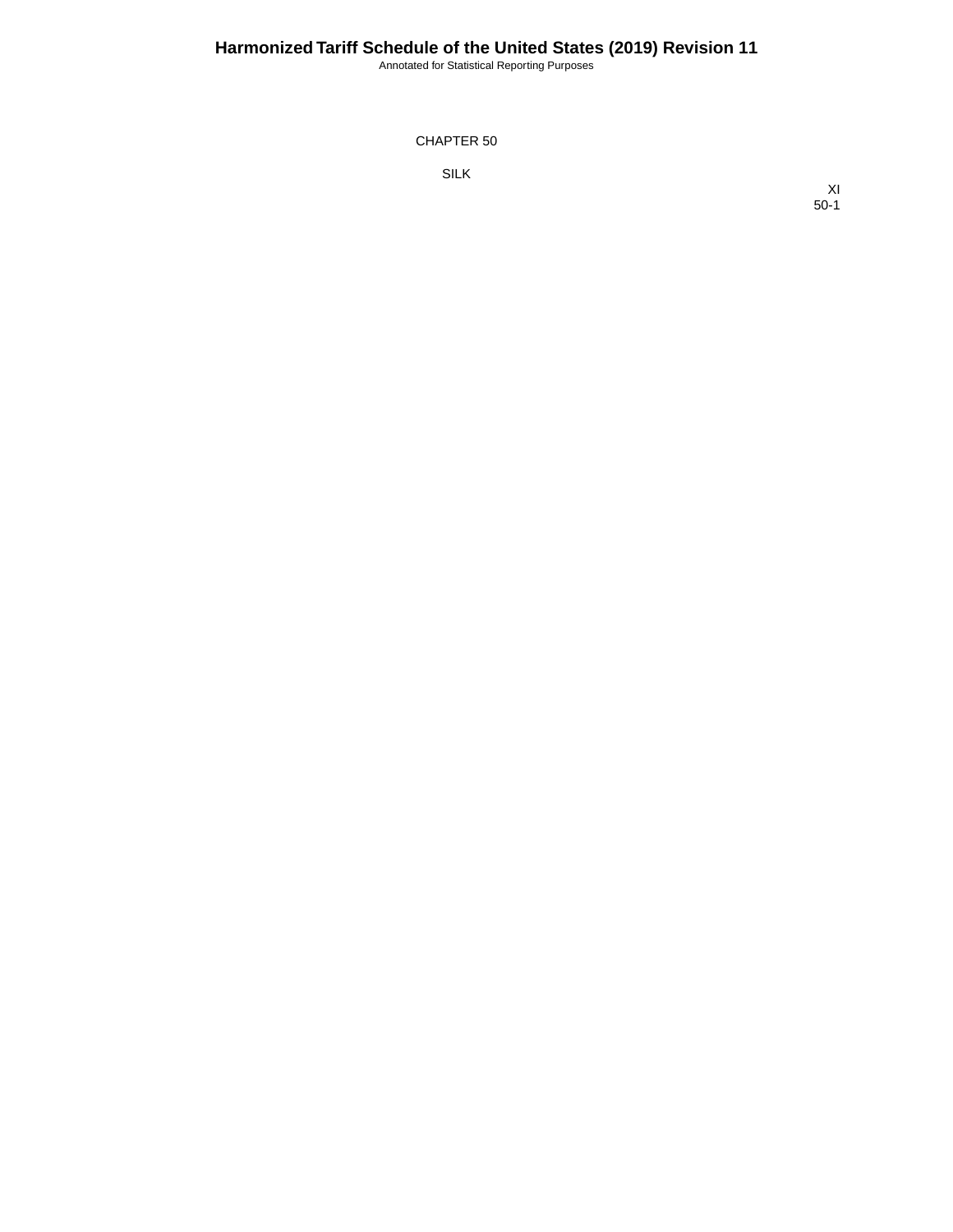# CHAPTER 50

## SILK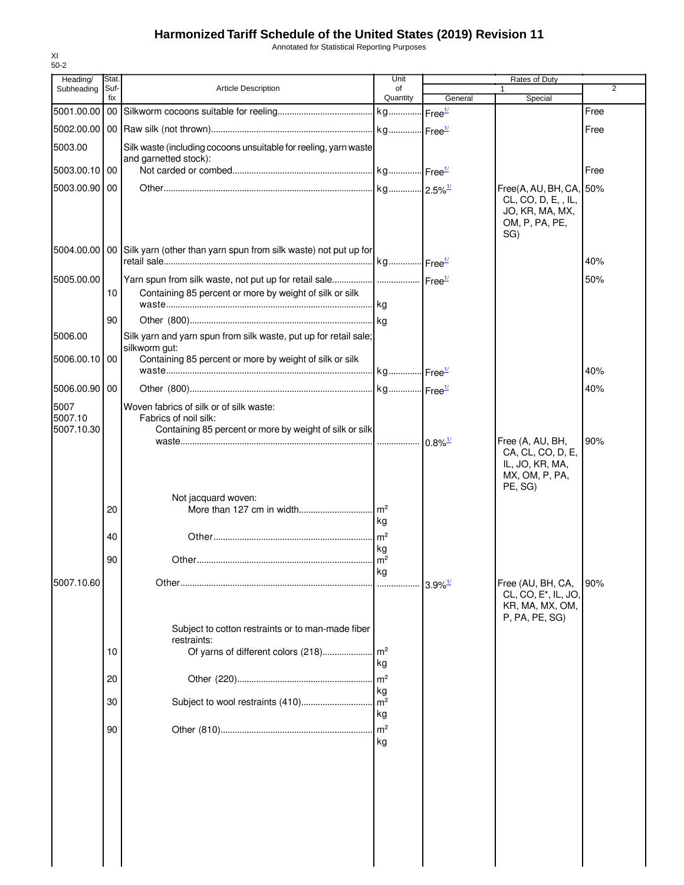# Harmonized Tariff Schedule of the United States (2019) Revision 11

Annotated for Statistical Reporting Purposes

XI
50-2

| Heading/ Subheading | Stat. Suf- fix | Article Description | Unit of Quantity | Rates of Duty 1 General | Special | 2 |
|---|---|---|---|---|---|---|
| 5001.00.00 | 00 | Silkworm cocoons suitable for reeling | kg | Free[1/] | | Free |
| 5002.00.00 | 00 | Raw silk (not thrown) | kg | Free[1/] | | Free |
| 5003.00 | | Silk waste (including cocoons unsuitable for reeling, yarn waste and garnetted stock): | | | | |
| 5003.00.10 | 00 | Not carded or combed | kg | Free[1/] | | Free |
| 5003.00.90 | 00 | Other | kg | 2.5%[1/] | Free(A, AU, BH, CA, CL, CO, D, E, , IL, JO, KR, MA, MX, OM, P, PA, PE, SG) | 50% |
| 5004.00.00 | 00 | Silk yarn (other than yarn spun from silk waste) not put up for retail sale | kg | Free[1/] | | 40% |
| 5005.00.00 | | Yarn spun from silk waste, not put up for retail sale | | Free[1/] | | 50% |
| | 10 | Containing 85 percent or more by weight of silk or silk waste | kg | | | |
| | 90 | Other (800) | kg | | | |
| 5006.00 | | Silk yarn and yarn spun from silk waste, put up for retail sale; silkworm gut: | | | | |
| 5006.00.10 | 00 | Containing 85 percent or more by weight of silk or silk waste | kg | Free[1/] | | 40% |
| 5006.00.90 | 00 | Other (800) | kg | Free[1/] | | 40% |
| 5007 | | Woven fabrics of silk or of silk waste: | | | | |
| 5007.10 | | Fabrics of noil silk: | | | | |
| 5007.10.30 | | Containing 85 percent or more by weight of silk or silk waste | | 0.8%[1/] | Free (A, AU, BH, CA, CL, CO, D, E, IL, JO, KR, MA, MX, OM, P, PA, PE, SG) | 90% |
| | | Not jacquard woven: | | | | |
| | 20 | More than 127 cm in width | m² kg | | | |
| | 40 | Other | m² kg | | | |
| | 90 | Other | m² kg | | | |
| 5007.10.60 | | Other | | 3.9%[1/] | Free (AU, BH, CA, CL, CO, E*, IL, JO, KR, MA, MX, OM, P, PA, PE, SG) | 90% |
| | | Subject to cotton restraints or to man-made fiber restraints: | | | | |
| | 10 | Of yarns of different colors (218) | m² kg | | | |
| | 20 | Other (220) | m² kg | | | |
| | 30 | Subject to wool restraints (410) | m² kg | | | |
| | 90 | Other (810) | m² kg | | | |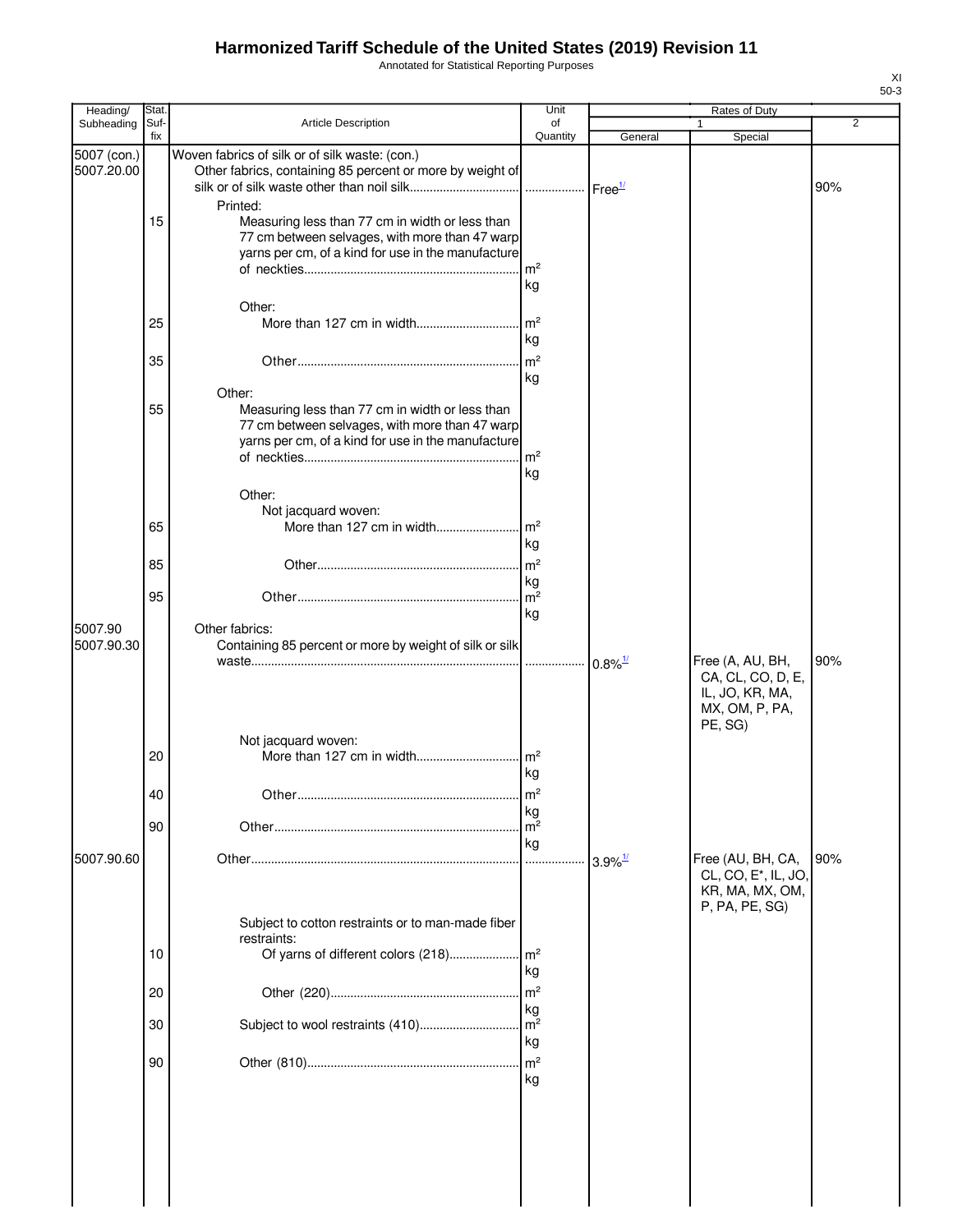# Harmonized Tariff Schedule of the United States (2019) Revision 11

Annotated for Statistical Reporting Purposes

XI
50-3

| Heading/ Subheading | Stat. Suf- fix | Article Description | Unit of Quantity | Rates of Duty 1 General | Special | 2 |
|---|---|---|---|---|---|---|
| 5007 (con.) | | Woven fabrics of silk or of silk waste: (con.) | | | | |
| 5007.20.00 | | Other fabrics, containing 85 percent or more by weight of silk or of silk waste other than noil silk | | Free[1/] | | 90% |
| | | Printed: | | | | |
| | 15 | Measuring less than 77 cm in width or less than 77 cm between selvages, with more than 47 warp yarns per cm, of a kind for use in the manufacture of neckties | m² kg | | | |
| | | Other: | | | | |
| | 25 | More than 127 cm in width | m² kg | | | |
| | 35 | Other | m² kg | | | |
| | | Other: | | | | |
| | 55 | Measuring less than 77 cm in width or less than 77 cm between selvages, with more than 47 warp yarns per cm, of a kind for use in the manufacture of neckties | m² kg | | | |
| | | Other: | | | | |
| | | Not jacquard woven: | | | | |
| | 65 | More than 127 cm in width | m² kg | | | |
| | 85 | Other | m² kg | | | |
| | 95 | Other | m² kg | | | |
| 5007.90 | | Other fabrics: | | | | |
| 5007.90.30 | | Containing 85 percent or more by weight of silk or silk waste | | 0.8%[1/] | Free (A, AU, BH, CA, CL, CO, D, E, IL, JO, KR, MA, MX, OM, P, PA, PE, SG) | 90% |
| | | Not jacquard woven: | | | | |
| | 20 | More than 127 cm in width | m² kg | | | |
| | 40 | Other | m² kg | | | |
| | 90 | Other | m² kg | | | |
| 5007.90.60 | | Other | | 3.9%[1/] | Free (AU, BH, CA, CL, CO, E*, IL, JO, KR, MA, MX, OM, P, PA, PE, SG) | 90% |
| | | Subject to cotton restraints or to man-made fiber restraints: | | | | |
| | 10 | Of yarns of different colors (218) | m² kg | | | |
| | 20 | Other (220) | m² kg | | | |
| | 30 | Subject to wool restraints (410) | m² kg | | | |
| | 90 | Other (810) | m² kg | | | |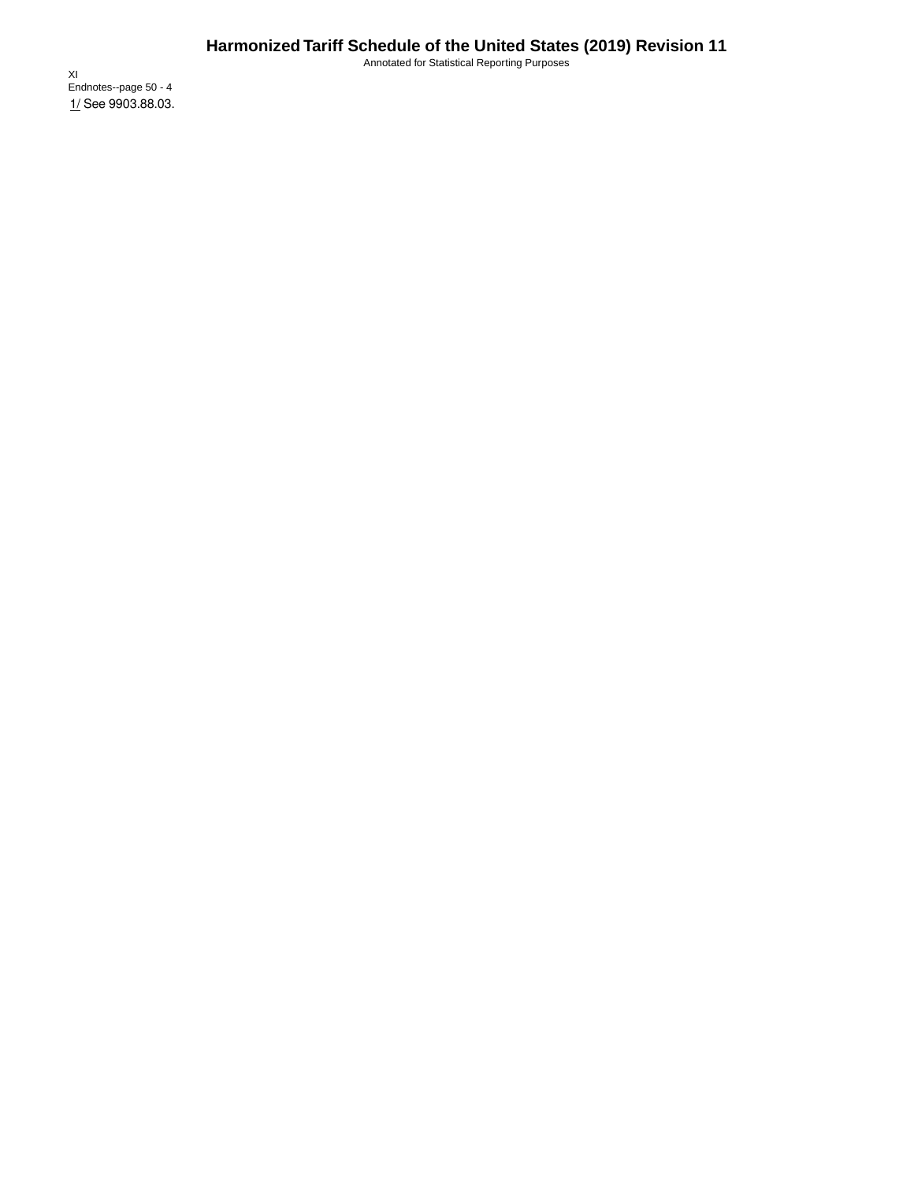1/ See 9903.88.03.